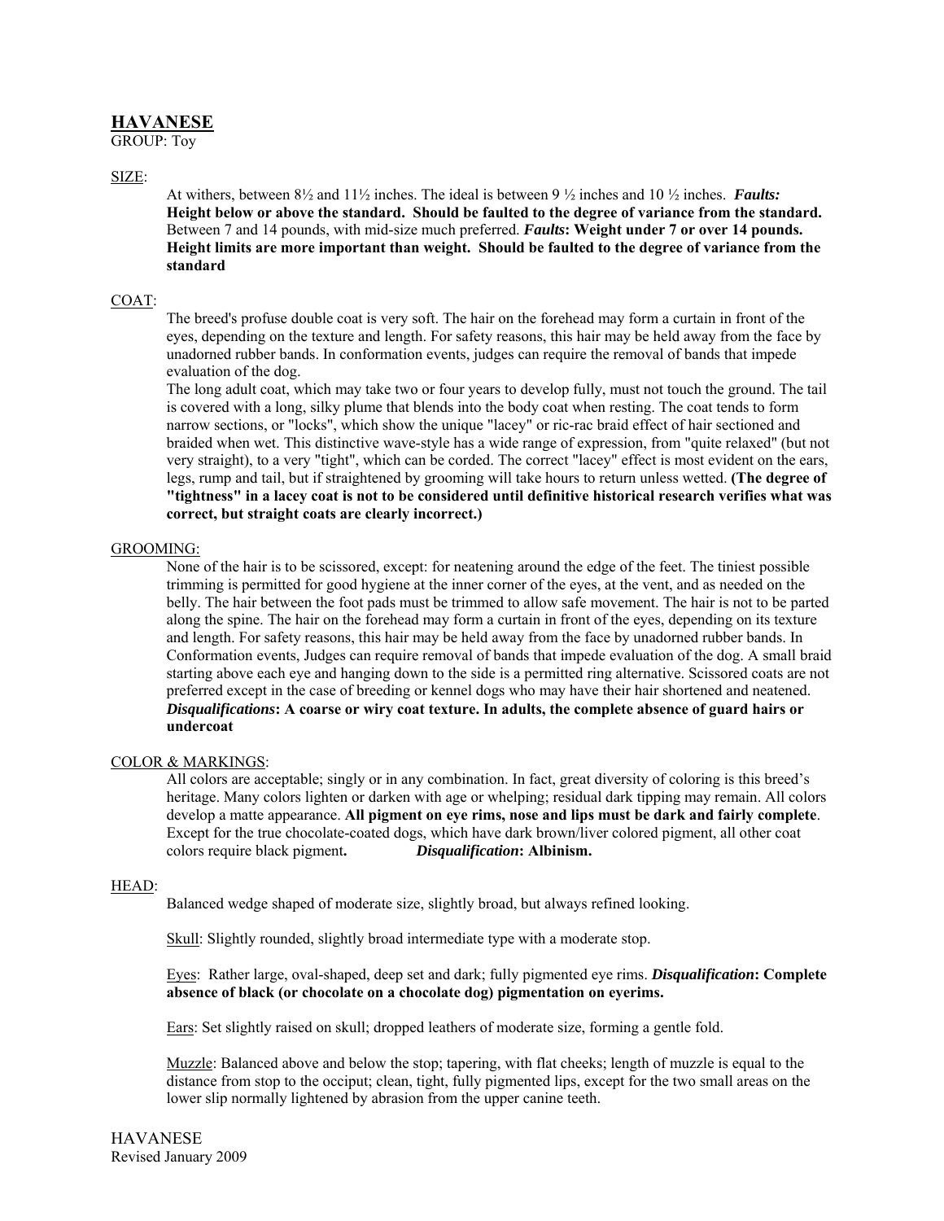# HAVANESE

GROUP: Toy

## SIZE:

At withers, between 8½ and 11½ inches. The ideal is between 9 ½ inches and 10 ½ inches. ***Faults:*** **Height below or above the standard. Should be faulted to the degree of variance from the standard.** Between 7 and 14 pounds, with mid-size much preferred. ***Faults*****: Weight under 7 or over 14 pounds. Height limits are more important than weight. Should be faulted to the degree of variance from the standard**

## COAT:

The breed's profuse double coat is very soft. The hair on the forehead may form a curtain in front of the eyes, depending on the texture and length. For safety reasons, this hair may be held away from the face by unadorned rubber bands. In conformation events, judges can require the removal of bands that impede evaluation of the dog.

The long adult coat, which may take two or four years to develop fully, must not touch the ground. The tail is covered with a long, silky plume that blends into the body coat when resting. The coat tends to form narrow sections, or "locks", which show the unique "lacey" or ric-rac braid effect of hair sectioned and braided when wet. This distinctive wave-style has a wide range of expression, from "quite relaxed" (but not very straight), to a very "tight", which can be corded. The correct "lacey" effect is most evident on the ears, legs, rump and tail, but if straightened by grooming will take hours to return unless wetted. **(The degree of "tightness" in a lacey coat is not to be considered until definitive historical research verifies what was correct, but straight coats are clearly incorrect.)**

## GROOMING:

None of the hair is to be scissored, except: for neatening around the edge of the feet. The tiniest possible trimming is permitted for good hygiene at the inner corner of the eyes, at the vent, and as needed on the belly. The hair between the foot pads must be trimmed to allow safe movement. The hair is not to be parted along the spine. The hair on the forehead may form a curtain in front of the eyes, depending on its texture and length. For safety reasons, this hair may be held away from the face by unadorned rubber bands. In Conformation events, Judges can require removal of bands that impede evaluation of the dog. A small braid starting above each eye and hanging down to the side is a permitted ring alternative. Scissored coats are not preferred except in the case of breeding or kennel dogs who may have their hair shortened and neatened. ***Disqualifications*****: A coarse or wiry coat texture. In adults, the complete absence of guard hairs or undercoat**

## COLOR & MARKINGS:

All colors are acceptable; singly or in any combination. In fact, great diversity of coloring is this breed's heritage. Many colors lighten or darken with age or whelping; residual dark tipping may remain. All colors develop a matte appearance. **All pigment on eye rims, nose and lips must be dark and fairly complete**. Except for the true chocolate-coated dogs, which have dark brown/liver colored pigment, all other coat colors require black pigment**.** ***Disqualification*****: Albinism.**

## HEAD:

Balanced wedge shaped of moderate size, slightly broad, but always refined looking.

Skull: Slightly rounded, slightly broad intermediate type with a moderate stop.

Eyes: Rather large, oval-shaped, deep set and dark; fully pigmented eye rims. ***Disqualification*****: Complete absence of black (or chocolate on a chocolate dog) pigmentation on eyerims.**

Ears: Set slightly raised on skull; dropped leathers of moderate size, forming a gentle fold.

Muzzle: Balanced above and below the stop; tapering, with flat cheeks; length of muzzle is equal to the distance from stop to the occiput; clean, tight, fully pigmented lips, except for the two small areas on the lower slip normally lightened by abrasion from the upper canine teeth.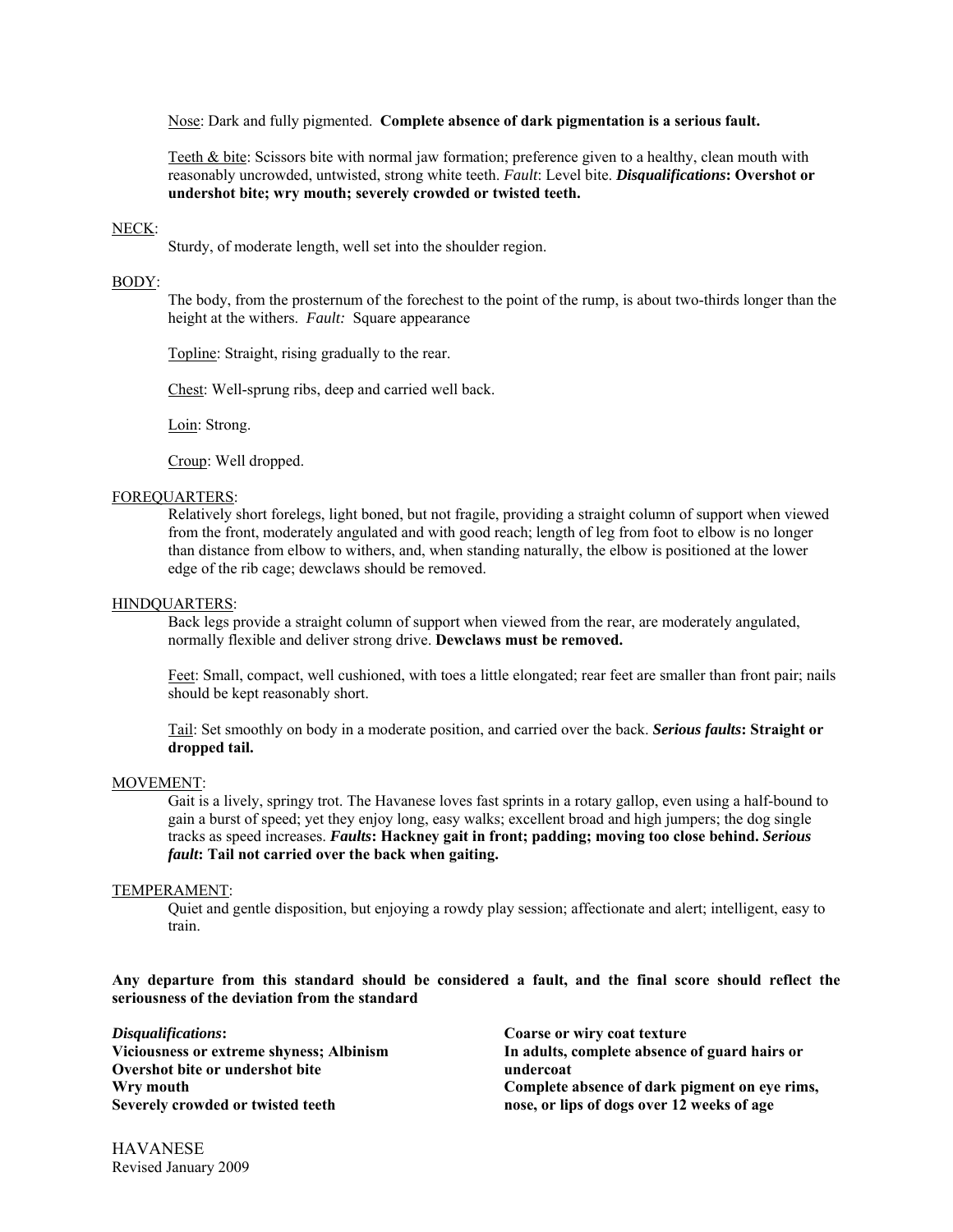Nose: Dark and fully pigmented. **Complete absence of dark pigmentation is a serious fault.**

Teeth & bite: Scissors bite with normal jaw formation; preference given to a healthy, clean mouth with reasonably uncrowded, untwisted, strong white teeth. *Fault*: Level bite. ***Disqualifications*: Overshot or undershot bite; wry mouth; severely crowded or twisted teeth.**

NECK:

Sturdy, of moderate length, well set into the shoulder region.

BODY:

The body, from the prosternum of the forechest to the point of the rump, is about two-thirds longer than the height at the withers. *Fault:* Square appearance

Topline: Straight, rising gradually to the rear.

Chest: Well-sprung ribs, deep and carried well back.

Loin: Strong.

Croup: Well dropped.

FOREQUARTERS:

Relatively short forelegs, light boned, but not fragile, providing a straight column of support when viewed from the front, moderately angulated and with good reach; length of leg from foot to elbow is no longer than distance from elbow to withers, and, when standing naturally, the elbow is positioned at the lower edge of the rib cage; dewclaws should be removed.

HINDQUARTERS:

Back legs provide a straight column of support when viewed from the rear, are moderately angulated, normally flexible and deliver strong drive. **Dewclaws must be removed.**

Feet: Small, compact, well cushioned, with toes a little elongated; rear feet are smaller than front pair; nails should be kept reasonably short.

Tail: Set smoothly on body in a moderate position, and carried over the back. ***Serious faults*: Straight or dropped tail.**

MOVEMENT:

Gait is a lively, springy trot. The Havanese loves fast sprints in a rotary gallop, even using a half-bound to gain a burst of speed; yet they enjoy long, easy walks; excellent broad and high jumpers; the dog single tracks as speed increases. ***Faults*: Hackney gait in front; padding; moving too close behind. *Serious fault*: Tail not carried over the back when gaiting.**

TEMPERAMENT:

Quiet and gentle disposition, but enjoying a rowdy play session; affectionate and alert; intelligent, easy to train.

**Any departure from this standard should be considered a fault, and the final score should reflect the seriousness of the deviation from the standard**

***Disqualifications*:**
**Viciousness or extreme shyness; Albinism**
**Overshot bite or undershot bite**
**Wry mouth**
**Severely crowded or twisted teeth**
**Coarse or wiry coat texture**
**In adults, complete absence of guard hairs or undercoat**
**Complete absence of dark pigment on eye rims, nose, or lips of dogs over 12 weeks of age**

HAVANESE
Revised January 2009